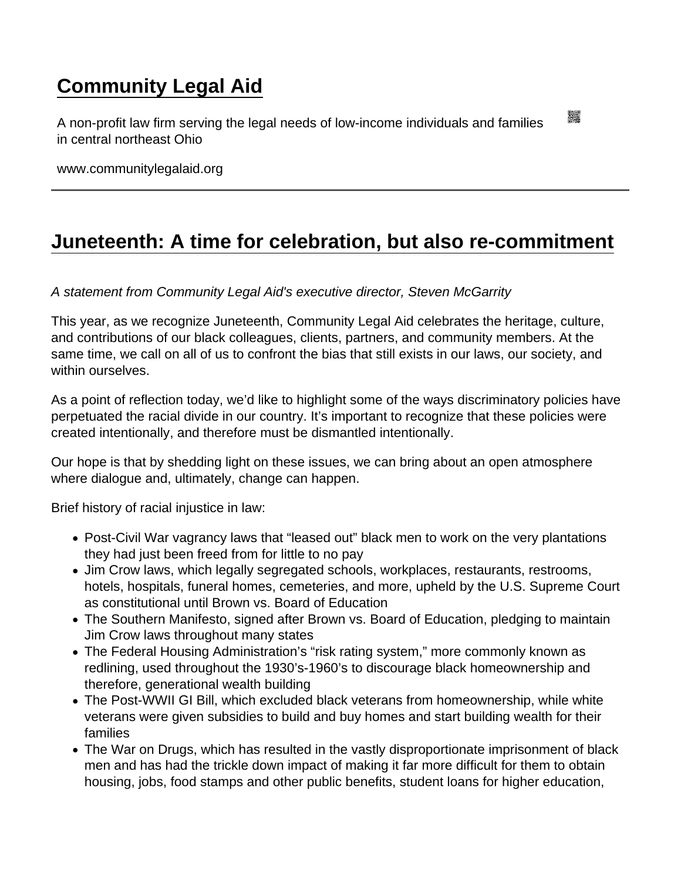# Community Legal Aid

A non-profit law firm serving the legal needs of low-income individuals and families in central northeast Ohio

www.communitylegalaid.org

---

## Juneteenth: A time for celebration, but also re-commitment

*A statement from Community Legal Aid's executive director, Steven McGarrity*

This year, as we recognize Juneteenth, Community Legal Aid celebrates the heritage, culture, and contributions of our black colleagues, clients, partners, and community members. At the same time, we call on all of us to confront the bias that still exists in our laws, our society, and within ourselves.

As a point of reflection today, we'd like to highlight some of the ways discriminatory policies have perpetuated the racial divide in our country. It's important to recognize that these policies were created intentionally, and therefore must be dismantled intentionally.

Our hope is that by shedding light on these issues, we can bring about an open atmosphere where dialogue and, ultimately, change can happen.

Brief history of racial injustice in law:

- Post-Civil War vagrancy laws that "leased out" black men to work on the very plantations they had just been freed from for little to no pay
- Jim Crow laws, which legally segregated schools, workplaces, restaurants, restrooms, hotels, hospitals, funeral homes, cemeteries, and more, upheld by the U.S. Supreme Court as constitutional until Brown vs. Board of Education
- The Southern Manifesto, signed after Brown vs. Board of Education, pledging to maintain Jim Crow laws throughout many states
- The Federal Housing Administration's "risk rating system," more commonly known as redlining, used throughout the 1930's-1960's to discourage black homeownership and therefore, generational wealth building
- The Post-WWII GI Bill, which excluded black veterans from homeownership, while white veterans were given subsidies to build and buy homes and start building wealth for their families
- The War on Drugs, which has resulted in the vastly disproportionate imprisonment of black men and has had the trickle down impact of making it far more difficult for them to obtain housing, jobs, food stamps and other public benefits, student loans for higher education,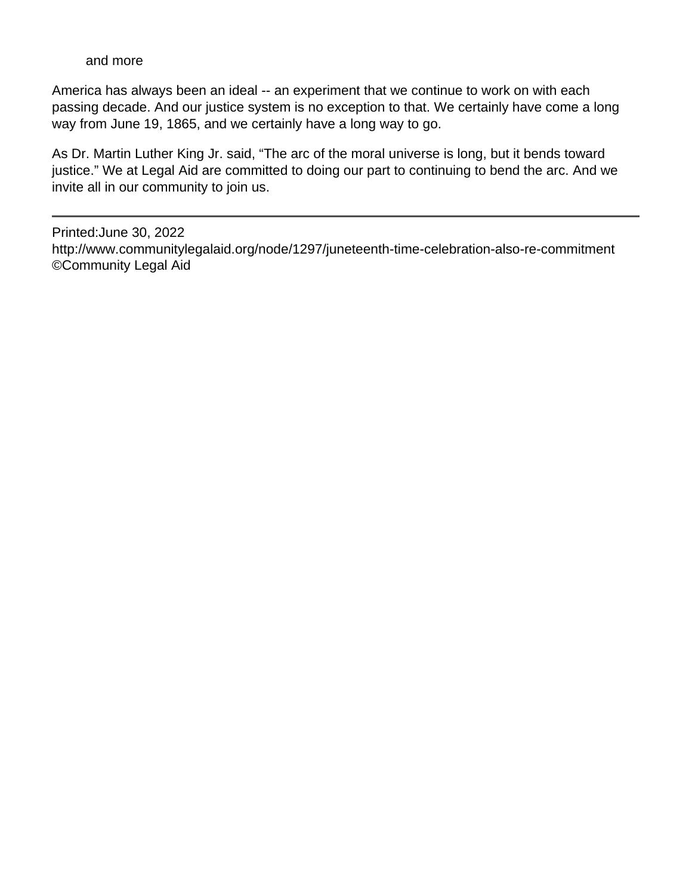- and more

America has always been an ideal -- an experiment that we continue to work on with each passing decade. And our justice system is no exception to that. We certainly have come a long way from June 19, 1865, and we certainly have a long way to go.

As Dr. Martin Luther King Jr. said, “The arc of the moral universe is long, but it bends toward justice.” We at Legal Aid are committed to doing our part to continuing to bend the arc. And we invite all in our community to join us.

---

Printed:June 30, 2022
http://www.communitylegalaid.org/node/1297/juneteenth-time-celebration-also-re-commitment
©Community Legal Aid